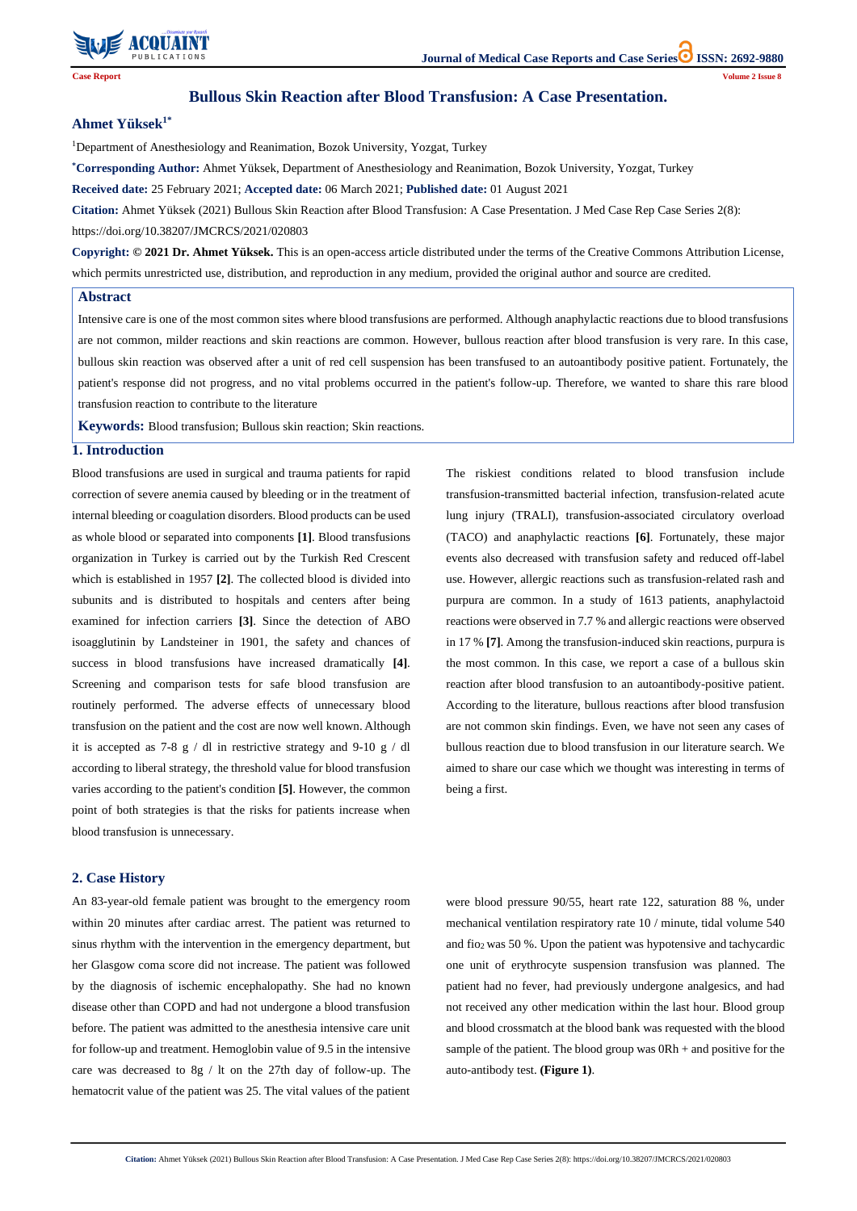Case Report

# Bullous Skin Reaction after Blood Transfusion: A Case Presentation.

**Ahmet Yüksek[1*]**

[1]Department of Anesthesiology and Reanimation, Bozok University, Yozgat, Turkey

**[*]Corresponding Author:** Ahmet Yüksek, Department of Anesthesiology and Reanimation, Bozok University, Yozgat, Turkey

**Received date:** 25 February 2021; **Accepted date:** 06 March 2021; **Published date:** 01 August 2021

**Citation:** Ahmet Yüksek (2021) Bullous Skin Reaction after Blood Transfusion: A Case Presentation. J Med Case Rep Case Series 2(8): https://doi.org/10.38207/JMCRCS/2021/020803

**Copyright: © 2021 Dr. Ahmet Yüksek.** This is an open-access article distributed under the terms of the Creative Commons Attribution License, which permits unrestricted use, distribution, and reproduction in any medium, provided the original author and source are credited.

## Abstract

Intensive care is one of the most common sites where blood transfusions are performed. Although anaphylactic reactions due to blood transfusions are not common, milder reactions and skin reactions are common. However, bullous reaction after blood transfusion is very rare. In this case, bullous skin reaction was observed after a unit of red cell suspension has been transfused to an autoantibody positive patient. Fortunately, the patient's response did not progress, and no vital problems occurred in the patient's follow-up. Therefore, we wanted to share this rare blood transfusion reaction to contribute to the literature

**Keywords:** Blood transfusion; Bullous skin reaction; Skin reactions.

## 1. Introduction

Blood transfusions are used in surgical and trauma patients for rapid correction of severe anemia caused by bleeding or in the treatment of internal bleeding or coagulation disorders. Blood products can be used as whole blood or separated into components **[1]**. Blood transfusions organization in Turkey is carried out by the Turkish Red Crescent which is established in 1957 **[2]**. The collected blood is divided into subunits and is distributed to hospitals and centers after being examined for infection carriers **[3]**. Since the detection of ABO isoagglutinin by Landsteiner in 1901, the safety and chances of success in blood transfusions have increased dramatically **[4]**. Screening and comparison tests for safe blood transfusion are routinely performed. The adverse effects of unnecessary blood transfusion on the patient and the cost are now well known. Although it is accepted as 7-8 g / dl in restrictive strategy and 9-10 g / dl according to liberal strategy, the threshold value for blood transfusion varies according to the patient's condition **[5]**. However, the common point of both strategies is that the risks for patients increase when blood transfusion is unnecessary.

The riskiest conditions related to blood transfusion include transfusion-transmitted bacterial infection, transfusion-related acute lung injury (TRALI), transfusion-associated circulatory overload (TACO) and anaphylactic reactions **[6]**. Fortunately, these major events also decreased with transfusion safety and reduced off-label use. However, allergic reactions such as transfusion-related rash and purpura are common. In a study of 1613 patients, anaphylactoid reactions were observed in 7.7 % and allergic reactions were observed in 17 % **[7]**. Among the transfusion-induced skin reactions, purpura is the most common. In this case, we report a case of a bullous skin reaction after blood transfusion to an autoantibody-positive patient. According to the literature, bullous reactions after blood transfusion are not common skin findings. Even, we have not seen any cases of bullous reaction due to blood transfusion in our literature search. We aimed to share our case which we thought was interesting in terms of being a first.

## 2. Case History

An 83-year-old female patient was brought to the emergency room within 20 minutes after cardiac arrest. The patient was returned to sinus rhythm with the intervention in the emergency department, but her Glasgow coma score did not increase. The patient was followed by the diagnosis of ischemic encephalopathy. She had no known disease other than COPD and had not undergone a blood transfusion before. The patient was admitted to the anesthesia intensive care unit for follow-up and treatment. Hemoglobin value of 9.5 in the intensive care was decreased to 8g / lt on the 27th day of follow-up. The hematocrit value of the patient was 25. The vital values of the patient were blood pressure 90/55, heart rate 122, saturation 88 %, under mechanical ventilation respiratory rate 10 / minute, tidal volume 540 and $fio_2$ was 50 %. Upon the patient was hypotensive and tachycardic one unit of erythrocyte suspension transfusion was planned. The patient had no fever, had previously undergone analgesics, and had not received any other medication within the last hour. Blood group and blood crossmatch at the blood bank was requested with the blood sample of the patient. The blood group was 0Rh + and positive for the auto-antibody test. **(Figure 1)**.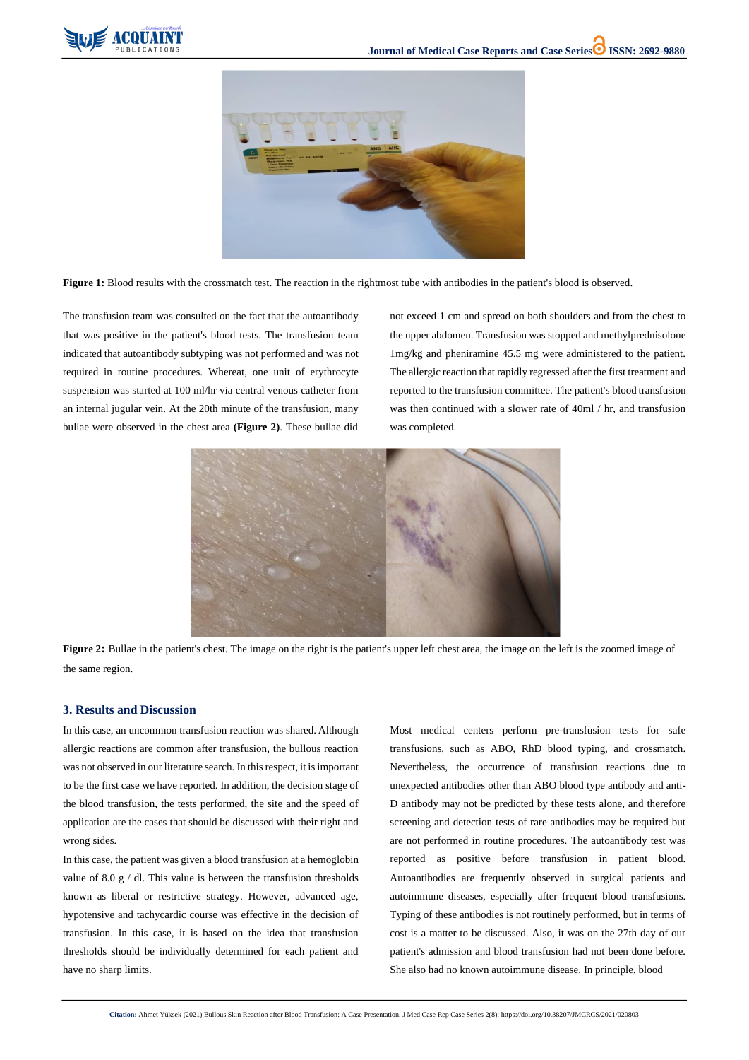Figure 1: Blood results with the crossmatch test. The reaction in the rightmost tube with antibodies in the patient's blood is observed.

The transfusion team was consulted on the fact that the autoantibody that was positive in the patient's blood tests. The transfusion team indicated that autoantibody subtyping was not performed and was not required in routine procedures. Whereat, one unit of erythrocyte suspension was started at 100 ml/hr via central venous catheter from an internal jugular vein. At the 20th minute of the transfusion, many bullae were observed in the chest area **(Figure 2)**. These bullae did not exceed 1 cm and spread on both shoulders and from the chest to the upper abdomen. Transfusion was stopped and methylprednisolone 1mg/kg and pheniramine 45.5 mg were administered to the patient. The allergic reaction that rapidly regressed after the first treatment and reported to the transfusion committee. The patient's blood transfusion was then continued with a slower rate of 40ml / hr, and transfusion was completed.

**Figure 2:** Bullae in the patient's chest. The image on the right is the patient's upper left chest area, the image on the left is the zoomed image of the same region.

## 3. Results and Discussion

In this case, an uncommon transfusion reaction was shared. Although allergic reactions are common after transfusion, the bullous reaction was not observed in our literature search. In this respect, it is important to be the first case we have reported. In addition, the decision stage of the blood transfusion, the tests performed, the site and the speed of application are the cases that should be discussed with their right and wrong sides.

In this case, the patient was given a blood transfusion at a hemoglobin value of 8.0 g / dl. This value is between the transfusion thresholds known as liberal or restrictive strategy. However, advanced age, hypotensive and tachycardic course was effective in the decision of transfusion. In this case, it is based on the idea that transfusion thresholds should be individually determined for each patient and have no sharp limits.

Most medical centers perform pre-transfusion tests for safe transfusions, such as ABO, RhD blood typing, and crossmatch. Nevertheless, the occurrence of transfusion reactions due to unexpected antibodies other than ABO blood type antibody and anti-D antibody may not be predicted by these tests alone, and therefore screening and detection tests of rare antibodies may be required but are not performed in routine procedures. The autoantibody test was reported as positive before transfusion in patient blood. Autoantibodies are frequently observed in surgical patients and autoimmune diseases, especially after frequent blood transfusions. Typing of these antibodies is not routinely performed, but in terms of cost is a matter to be discussed. Also, it was on the 27th day of our patient's admission and blood transfusion had not been done before. She also had no known autoimmune disease. In principle, blood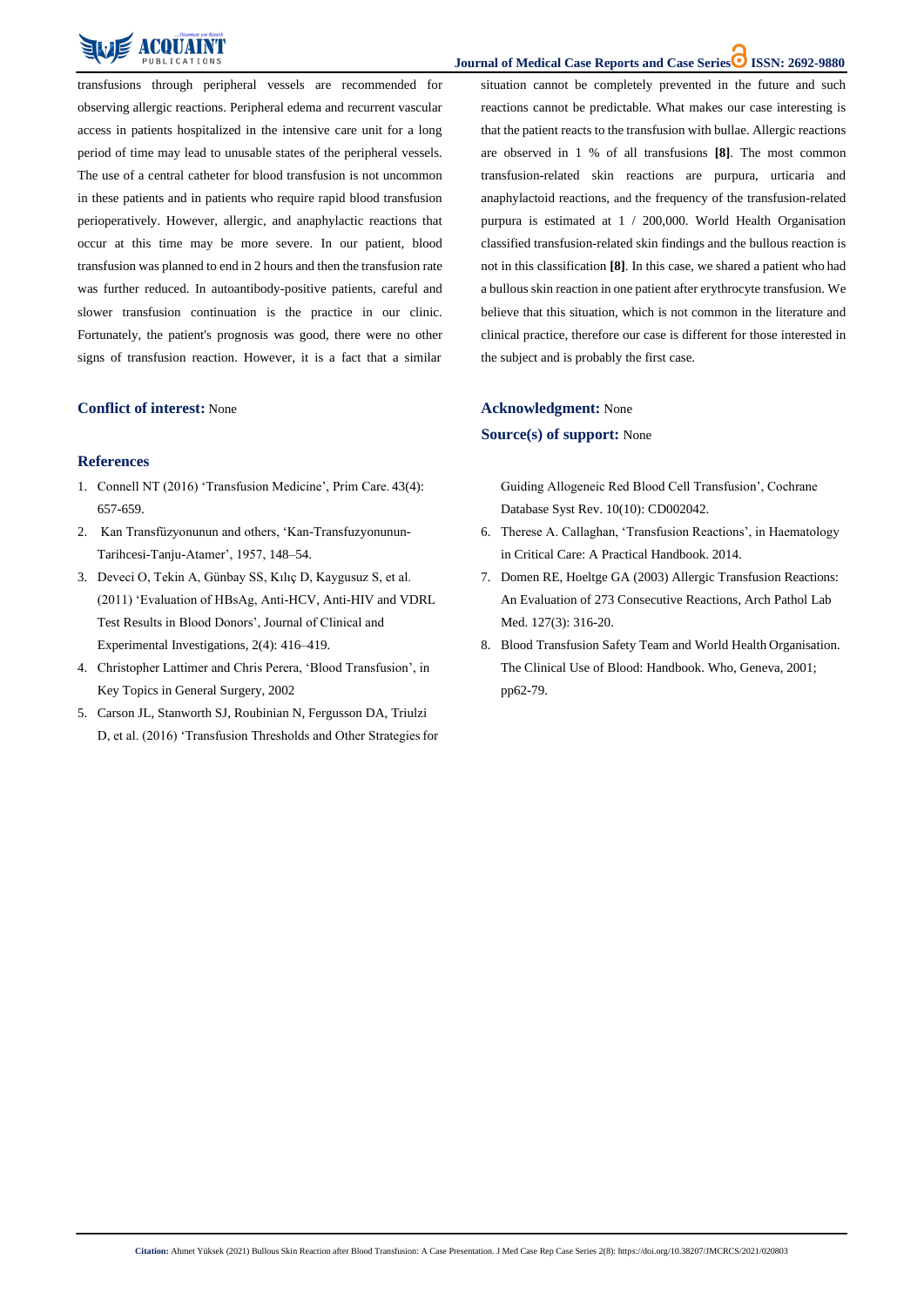transfusions through peripheral vessels are recommended for observing allergic reactions. Peripheral edema and recurrent vascular access in patients hospitalized in the intensive care unit for a long period of time may lead to unusable states of the peripheral vessels. The use of a central catheter for blood transfusion is not uncommon in these patients and in patients who require rapid blood transfusion perioperatively. However, allergic, and anaphylactic reactions that occur at this time may be more severe. In our patient, blood transfusion was planned to end in 2 hours and then the transfusion rate was further reduced. In autoantibody-positive patients, careful and slower transfusion continuation is the practice in our clinic. Fortunately, the patient's prognosis was good, there were no other signs of transfusion reaction. However, it is a fact that a similar situation cannot be completely prevented in the future and such reactions cannot be predictable. What makes our case interesting is that the patient reacts to the transfusion with bullae. Allergic reactions are observed in 1 % of all transfusions **[8]**. The most common transfusion-related skin reactions are purpura, urticaria and anaphylactoid reactions, and the frequency of the transfusion-related purpura is estimated at 1 / 200,000. World Health Organisation classified transfusion-related skin findings and the bullous reaction is not in this classification **[8]**. In this case, we shared a patient who had a bullous skin reaction in one patient after erythrocyte transfusion. We believe that this situation, which is not common in the literature and clinical practice, therefore our case is different for those interested in the subject and is probably the first case.

**Conflict of interest:** None

**Acknowledgment:** None

**Source(s) of support:** None

## References

1. Connell NT (2016) 'Transfusion Medicine', Prim Care. 43(4): 657-659.
2. Kan Transfüzyonunun and others, 'Kan-Transfuzyonunun-Tarihcesi-Tanju-Atamer', 1957, 148–54.
3. Deveci O, Tekin A, Günbay SS, Kılıç D, Kaygusuz S, et al. (2011) 'Evaluation of HBsAg, Anti-HCV, Anti-HIV and VDRL Test Results in Blood Donors', Journal of Clinical and Experimental Investigations, 2(4): 416–419.
4. Christopher Lattimer and Chris Perera, 'Blood Transfusion', in Key Topics in General Surgery, 2002
5. Carson JL, Stanworth SJ, Roubinian N, Fergusson DA, Triulzi D, et al. (2016) 'Transfusion Thresholds and Other Strategies for Guiding Allogeneic Red Blood Cell Transfusion', Cochrane Database Syst Rev. 10(10): CD002042.
6. Therese A. Callaghan, 'Transfusion Reactions', in Haematology in Critical Care: A Practical Handbook. 2014.
7. Domen RE, Hoeltge GA (2003) Allergic Transfusion Reactions: An Evaluation of 273 Consecutive Reactions, Arch Pathol Lab Med. 127(3): 316-20.
8. Blood Transfusion Safety Team and World Health Organisation. The Clinical Use of Blood: Handbook. Who, Geneva, 2001; pp62-79.